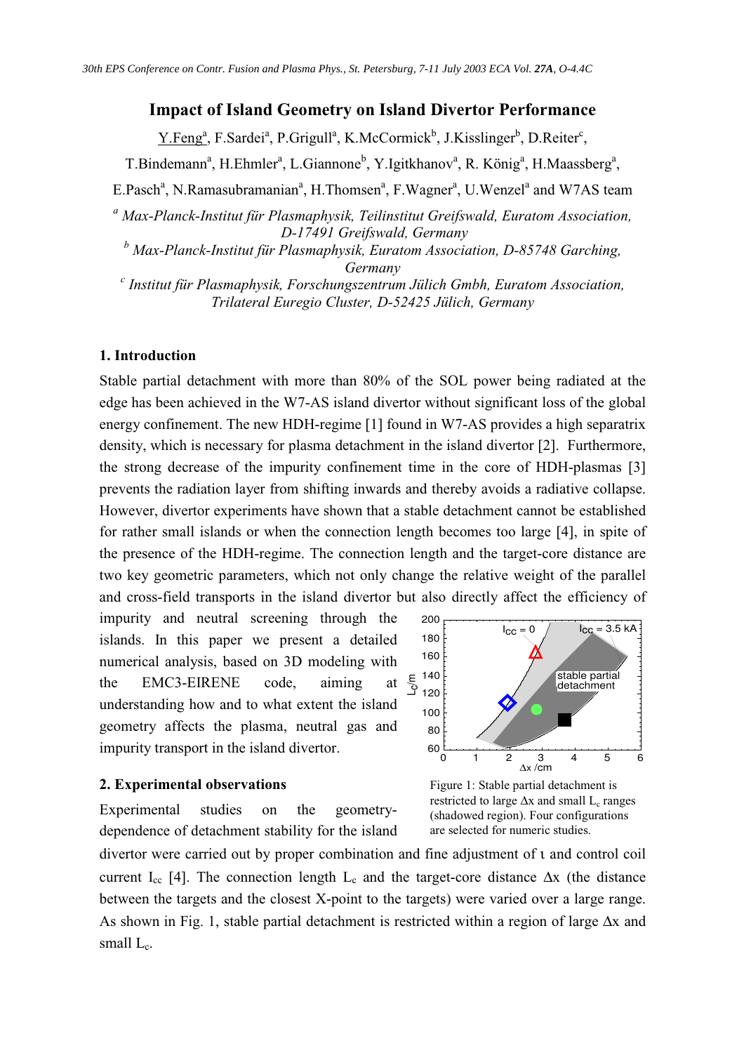# Impact of Island Geometry on Island Divertor Performance

Y.Feng[a], F.Sardei[a], P.Grigull[a], K.McCormick[b], J.Kisslinger[b], D.Reiter[c], T.Bindemann[a], H.Ehmler[a], L.Giannone[b], Y.Igitkhanov[a], R. König[a], H.Maassberg[a], E.Pasch[a], N.Ramasubramanian[a], H.Thomsen[a], F.Wagner[a], U.Wenzel[a] and W7AS team

[a] *Max-Planck-Institut für Plasmaphysik, Teilinstitut Greifswald, Euratom Association, D-17491 Greifswald, Germany*

[b] *Max-Planck-Institut für Plasmaphysik, Euratom Association, D-85748 Garching, Germany*

[c] *Institut für Plasmaphysik, Forschungszentrum Jülich Gmbh, Euratom Association, Trilateral Euregio Cluster, D-52425 Jülich, Germany*

## 1. Introduction

Stable partial detachment with more than 80% of the SOL power being radiated at the edge has been achieved in the W7-AS island divertor without significant loss of the global energy confinement. The new HDH-regime [1] found in W7-AS provides a high separatrix density, which is necessary for plasma detachment in the island divertor [2]. Furthermore, the strong decrease of the impurity confinement time in the core of HDH-plasmas [3] prevents the radiation layer from shifting inwards and thereby avoids a radiative collapse. However, divertor experiments have shown that a stable detachment cannot be established for rather small islands or when the connection length becomes too large [4], in spite of the presence of the HDH-regime. The connection length and the target-core distance are two key geometric parameters, which not only change the relative weight of the parallel and cross-field transports in the island divertor but also directly affect the efficiency of impurity and neutral screening through the islands. In this paper we present a detailed numerical analysis, based on 3D modeling with the EMC3-EIRENE code, aiming at understanding how and to what extent the island geometry affects the plasma, neutral gas and impurity transport in the island divertor.

Figure 1: Stable partial detachment is restricted to large $\Delta x$ and small $L_c$ ranges (shadowed region). Four configurations are selected for numeric studies.

## 2. Experimental observations

Experimental studies on the geometry-dependence of detachment stability for the island divertor were carried out by proper combination and fine adjustment of ι and control coil current $I_{cc}$ [4]. The connection length $L_c$ and the target-core distance $\Delta x$ (the distance between the targets and the closest X-point to the targets) were varied over a large range. As shown in Fig. 1, stable partial detachment is restricted within a region of large $\Delta x$ and small $L_c$.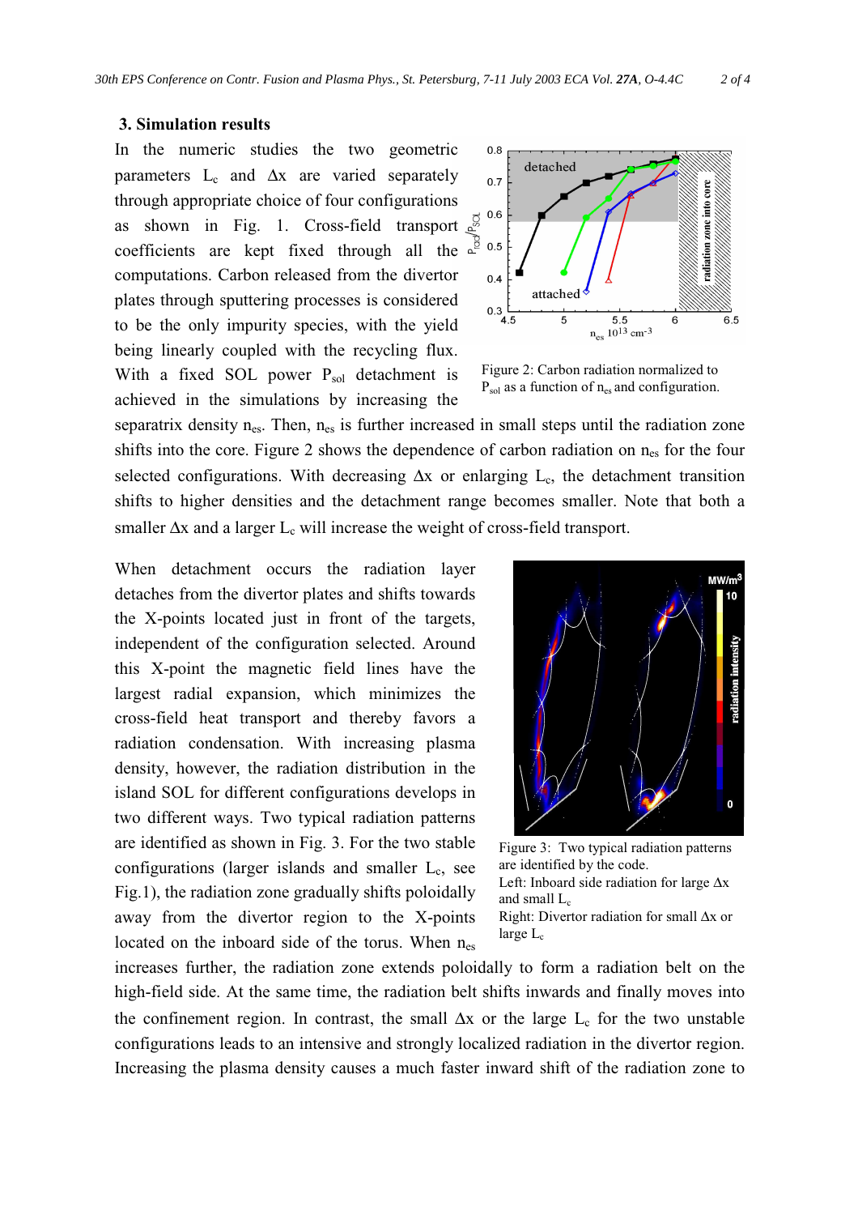### 3. Simulation results

In the numeric studies the two geometric parameters $L_c$ and $\Delta x$ are varied separately through appropriate choice of four configurations as shown in Fig. 1. Cross-field transport coefficients are kept fixed through all the computations. Carbon released from the divertor plates through sputtering processes is considered to be the only impurity species, with the yield being linearly coupled with the recycling flux. With a fixed SOL power $P_{sol}$ detachment is achieved in the simulations by increasing the separatrix density $n_{es}$. Then, $n_{es}$ is further increased in small steps until the radiation zone shifts into the core. Figure 2 shows the dependence of carbon radiation on $n_{es}$ for the four selected configurations. With decreasing $\Delta x$ or enlarging $L_c$, the detachment transition shifts to higher densities and the detachment range becomes smaller. Note that both a smaller $\Delta x$ and a larger $L_c$ will increase the weight of cross-field transport.

Figure 2: Carbon radiation normalized to $P_{sol}$ as a function of $n_{es}$ and configuration.

When detachment occurs the radiation layer detaches from the divertor plates and shifts towards the X-points located just in front of the targets, independent of the configuration selected. Around this X-point the magnetic field lines have the largest radial expansion, which minimizes the cross-field heat transport and thereby favors a radiation condensation. With increasing plasma density, however, the radiation distribution in the island SOL for different configurations develops in two different ways. Two typical radiation patterns are identified as shown in Fig. 3. For the two stable configurations (larger islands and smaller $L_c$, see Fig.1), the radiation zone gradually shifts poloidally away from the divertor region to the X-points located on the inboard side of the torus. When $n_{es}$ increases further, the radiation zone extends poloidally to form a radiation belt on the high-field side. At the same time, the radiation belt shifts inwards and finally moves into the confinement region. In contrast, the small $\Delta x$ or the large $L_c$ for the two unstable configurations leads to an intensive and strongly localized radiation in the divertor region. Increasing the plasma density causes a much faster inward shift of the radiation zone to

Figure 3: Two typical radiation patterns are identified by the code.
Left: Inboard side radiation for large $\Delta x$ and small $L_c$
Right: Divertor radiation for small $\Delta x$ or large $L_c$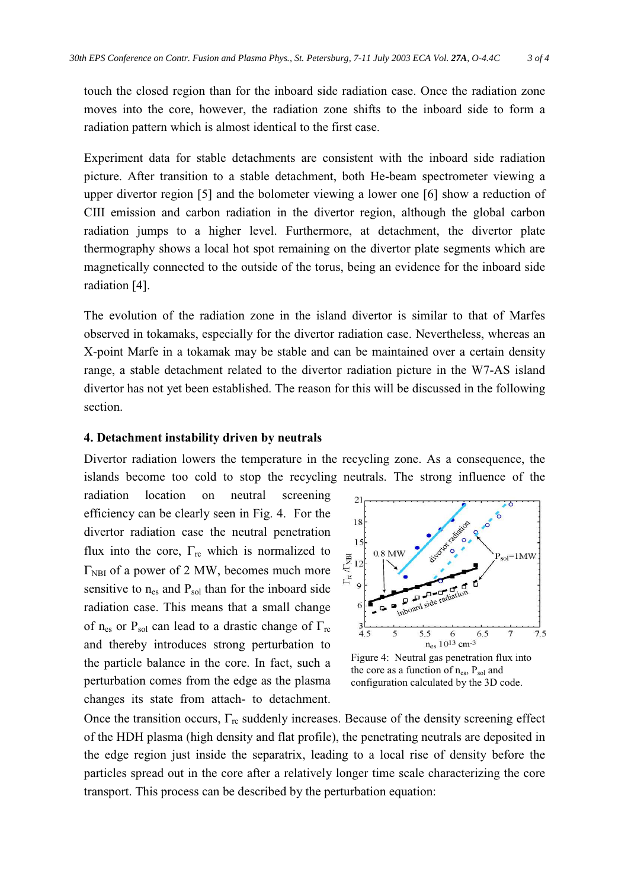touch the closed region than for the inboard side radiation case. Once the radiation zone moves into the core, however, the radiation zone shifts to the inboard side to form a radiation pattern which is almost identical to the first case.

Experiment data for stable detachments are consistent with the inboard side radiation picture. After transition to a stable detachment, both He-beam spectrometer viewing a upper divertor region [5] and the bolometer viewing a lower one [6] show a reduction of CIII emission and carbon radiation in the divertor region, although the global carbon radiation jumps to a higher level. Furthermore, at detachment, the divertor plate thermography shows a local hot spot remaining on the divertor plate segments which are magnetically connected to the outside of the torus, being an evidence for the inboard side radiation [4].

The evolution of the radiation zone in the island divertor is similar to that of Marfes observed in tokamaks, especially for the divertor radiation case. Nevertheless, whereas an X-point Marfe in a tokamak may be stable and can be maintained over a certain density range, a stable detachment related to the divertor radiation picture in the W7-AS island divertor has not yet been established. The reason for this will be discussed in the following section.

#### 4. Detachment instability driven by neutrals

Divertor radiation lowers the temperature in the recycling zone. As a consequence, the islands become too cold to stop the recycling neutrals. The strong influence of the radiation location on neutral screening efficiency can be clearly seen in Fig. 4. For the divertor radiation case the neutral penetration flux into the core, $\Gamma_{rc}$ which is normalized to $\Gamma_{NBI}$ of a power of 2 MW, becomes much more sensitive to $n_{es}$ and $P_{sol}$ than for the inboard side radiation case. This means that a small change of $n_{es}$ or $P_{sol}$ can lead to a drastic change of $\Gamma_{rc}$ and thereby introduces strong perturbation to the particle balance in the core. In fact, such a perturbation comes from the edge as the plasma changes its state from attach- to detachment. Once the transition occurs, $\Gamma_{rc}$ suddenly increases. Because of the density screening effect of the HDH plasma (high density and flat profile), the penetrating neutrals are deposited in the edge region just inside the separatrix, leading to a local rise of density before the particles spread out in the core after a relatively longer time scale characterizing the core transport. This process can be described by the perturbation equation:

Figure 4: Neutral gas penetration flux into the core as a function of $n_{es}$, $P_{sol}$ and configuration calculated by the 3D code.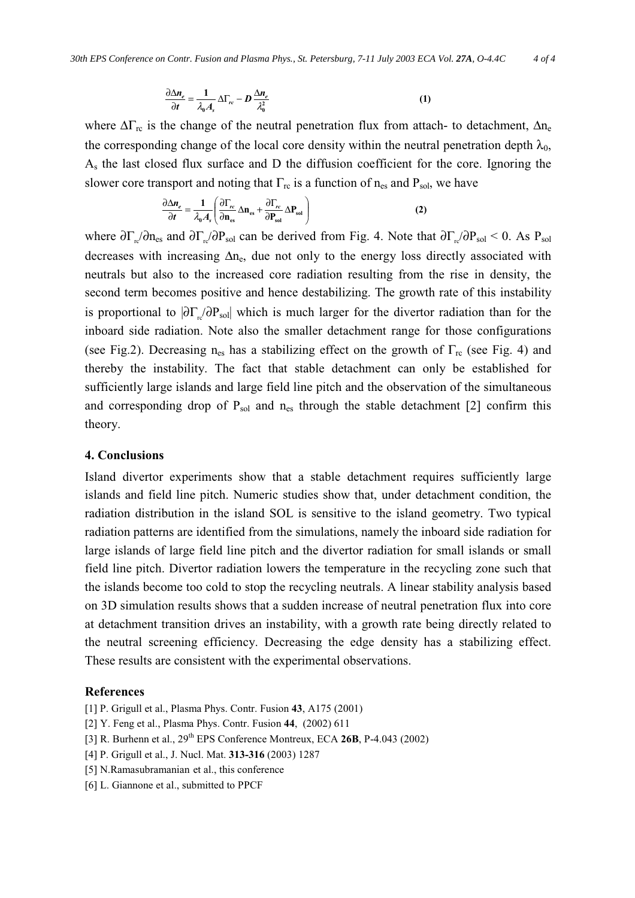$$\frac{\partial \Delta n_e}{\partial t} = \frac{1}{\lambda_0 A_s} \Delta \Gamma_{rc} - D \frac{\Delta n_e}{\lambda_0^2} \tag{1}$$

where $\Delta\Gamma_{rc}$ is the change of the neutral penetration flux from attach- to detachment, $\Delta n_e$ the corresponding change of the local core density within the neutral penetration depth $\lambda_0$, $A_s$ the last closed flux surface and D the diffusion coefficient for the core. Ignoring the slower core transport and noting that $\Gamma_{rc}$ is a function of $n_{es}$ and $P_{sol}$, we have

$$\frac{\partial \Delta n_e}{\partial t} = \frac{1}{\lambda_0 A_s} \left( \frac{\partial \Gamma_{rc}}{\partial \mathbf{n_{es}}} \Delta \mathbf{n_{es}} + \frac{\partial \Gamma_{rc}}{\partial \mathbf{P_{sol}}} \Delta \mathbf{P_{sol}} \right) \tag{2}$$

where $\partial\Gamma_{rc}/\partial n_{es}$ and $\partial\Gamma_{rc}/\partial P_{sol}$ can be derived from Fig. 4. Note that $\partial\Gamma_{rc}/\partial P_{sol} < 0$. As $P_{sol}$ decreases with increasing $\Delta n_e$, due not only to the energy loss directly associated with neutrals but also to the increased core radiation resulting from the rise in density, the second term becomes positive and hence destabilizing. The growth rate of this instability is proportional to $|\partial\Gamma_{rc}/\partial P_{sol}|$ which is much larger for the divertor radiation than for the inboard side radiation. Note also the smaller detachment range for those configurations (see Fig.2). Decreasing $n_{es}$ has a stabilizing effect on the growth of $\Gamma_{rc}$ (see Fig. 4) and thereby the instability. The fact that stable detachment can only be established for sufficiently large islands and large field line pitch and the observation of the simultaneous and corresponding drop of $P_{sol}$ and $n_{es}$ through the stable detachment [2] confirm this theory.

## 4. Conclusions

Island divertor experiments show that a stable detachment requires sufficiently large islands and field line pitch. Numeric studies show that, under detachment condition, the radiation distribution in the island SOL is sensitive to the island geometry. Two typical radiation patterns are identified from the simulations, namely the inboard side radiation for large islands of large field line pitch and the divertor radiation for small islands or small field line pitch. Divertor radiation lowers the temperature in the recycling zone such that the islands become too cold to stop the recycling neutrals. A linear stability analysis based on 3D simulation results shows that a sudden increase of neutral penetration flux into core at detachment transition drives an instability, with a growth rate being directly related to the neutral screening efficiency. Decreasing the edge density has a stabilizing effect. These results are consistent with the experimental observations.

## References

[1] P. Grigull et al., Plasma Phys. Contr. Fusion **43**, A175 (2001)

[2] Y. Feng et al., Plasma Phys. Contr. Fusion **44**, (2002) 611

[3] R. Burhenn et al., 29th EPS Conference Montreux, ECA **26B**, P-4.043 (2002)

[4] P. Grigull et al., J. Nucl. Mat. **313-316** (2003) 1287

[5] N.Ramasubramanian et al., this conference

[6] L. Giannone et al., submitted to PPCF